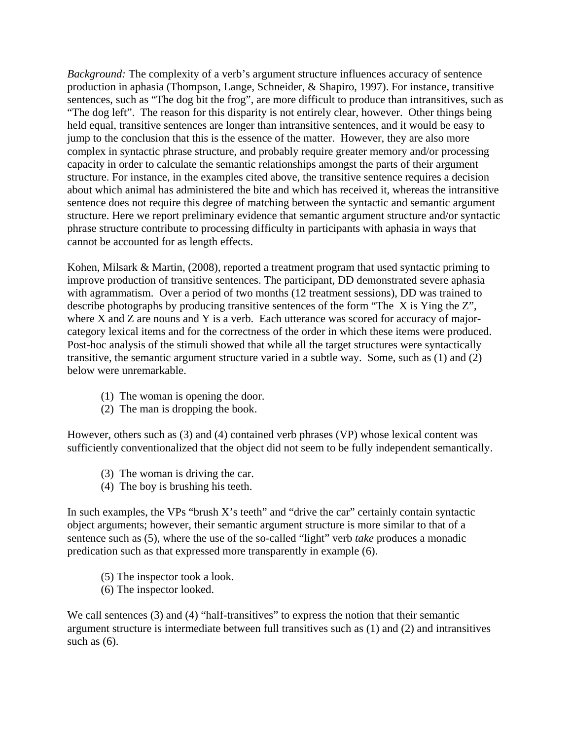*Background:* The complexity of a verb's argument structure influences accuracy of sentence production in aphasia (Thompson, Lange, Schneider, & Shapiro, 1997). For instance, transitive sentences, such as "The dog bit the frog", are more difficult to produce than intransitives, such as "The dog left". The reason for this disparity is not entirely clear, however. Other things being held equal, transitive sentences are longer than intransitive sentences, and it would be easy to jump to the conclusion that this is the essence of the matter. However, they are also more complex in syntactic phrase structure, and probably require greater memory and/or processing capacity in order to calculate the semantic relationships amongst the parts of their argument structure. For instance, in the examples cited above, the transitive sentence requires a decision about which animal has administered the bite and which has received it, whereas the intransitive sentence does not require this degree of matching between the syntactic and semantic argument structure. Here we report preliminary evidence that semantic argument structure and/or syntactic phrase structure contribute to processing difficulty in participants with aphasia in ways that cannot be accounted for as length effects.

Kohen, Milsark & Martin, (2008), reported a treatment program that used syntactic priming to improve production of transitive sentences. The participant, DD demonstrated severe aphasia with agrammatism. Over a period of two months (12 treatment sessions), DD was trained to describe photographs by producing transitive sentences of the form "The X is Ying the Z", where X and Z are nouns and Y is a verb. Each utterance was scored for accuracy of major-category lexical items and for the correctness of the order in which these items were produced. Post-hoc analysis of the stimuli showed that while all the target structures were syntactically transitive, the semantic argument structure varied in a subtle way. Some, such as (1) and (2) below were unremarkable.

(1) The woman is opening the door.
(2) The man is dropping the book.

However, others such as (3) and (4) contained verb phrases (VP) whose lexical content was sufficiently conventionalized that the object did not seem to be fully independent semantically.

(3) The woman is driving the car.
(4) The boy is brushing his teeth.

In such examples, the VPs "brush X's teeth" and "drive the car" certainly contain syntactic object arguments; however, their semantic argument structure is more similar to that of a sentence such as (5), where the use of the so-called "light" verb *take* produces a monadic predication such as that expressed more transparently in example (6).

(5) The inspector took a look.
(6) The inspector looked.

We call sentences (3) and (4) "half-transitives" to express the notion that their semantic argument structure is intermediate between full transitives such as (1) and (2) and intransitives such as (6).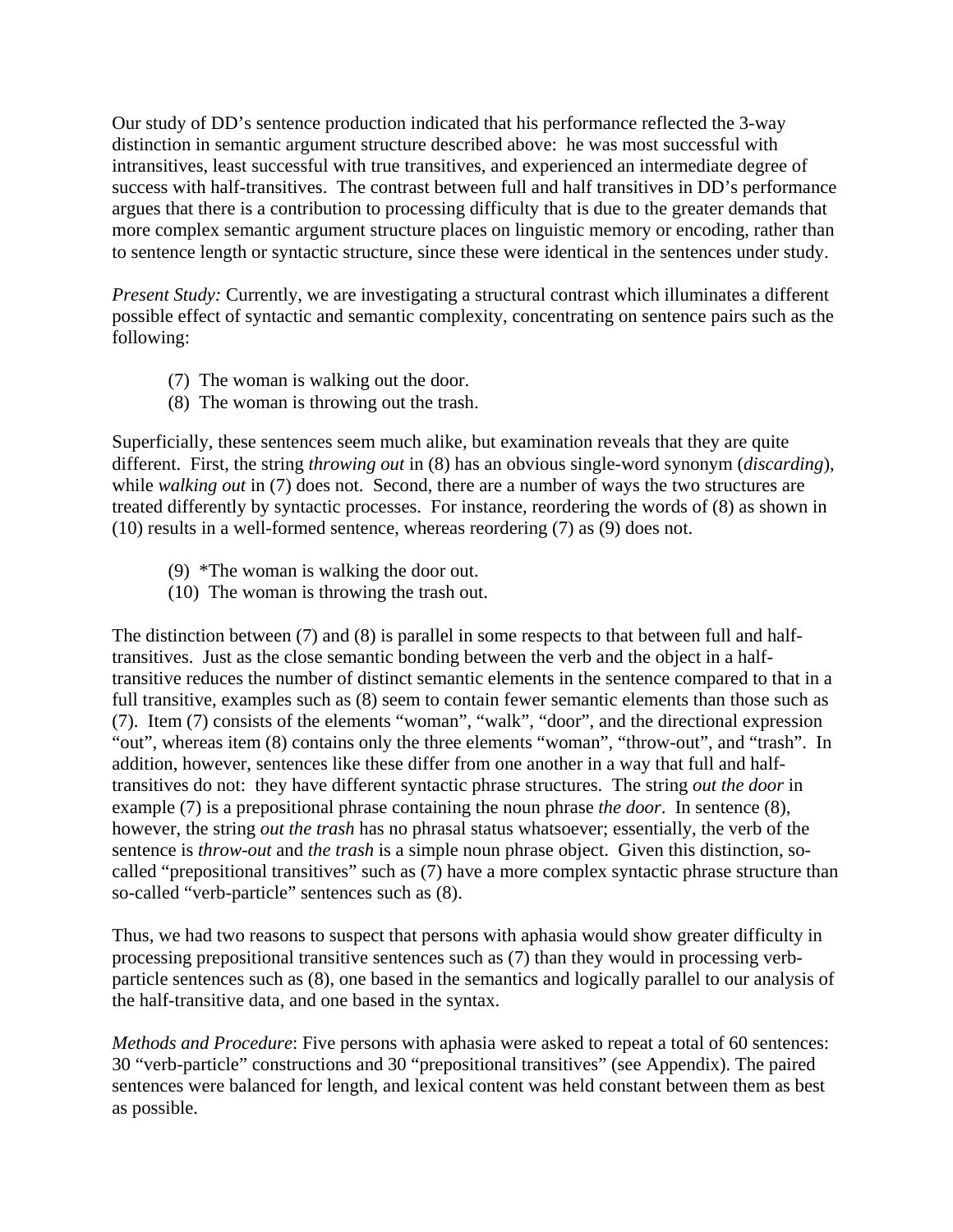Our study of DD's sentence production indicated that his performance reflected the 3-way distinction in semantic argument structure described above: he was most successful with intransitives, least successful with true transitives, and experienced an intermediate degree of success with half-transitives. The contrast between full and half transitives in DD's performance argues that there is a contribution to processing difficulty that is due to the greater demands that more complex semantic argument structure places on linguistic memory or encoding, rather than to sentence length or syntactic structure, since these were identical in the sentences under study.

*Present Study:* Currently, we are investigating a structural contrast which illuminates a different possible effect of syntactic and semantic complexity, concentrating on sentence pairs such as the following:

(7) The woman is walking out the door.
(8) The woman is throwing out the trash.

Superficially, these sentences seem much alike, but examination reveals that they are quite different. First, the string *throwing out* in (8) has an obvious single-word synonym (*discarding*), while *walking out* in (7) does not. Second, there are a number of ways the two structures are treated differently by syntactic processes. For instance, reordering the words of (8) as shown in (10) results in a well-formed sentence, whereas reordering (7) as (9) does not.

(9) *The woman is walking the door out.
(10) The woman is throwing the trash out.

The distinction between (7) and (8) is parallel in some respects to that between full and half-transitives. Just as the close semantic bonding between the verb and the object in a half-transitive reduces the number of distinct semantic elements in the sentence compared to that in a full transitive, examples such as (8) seem to contain fewer semantic elements than those such as (7). Item (7) consists of the elements "woman", "walk", "door", and the directional expression "out", whereas item (8) contains only the three elements "woman", "throw-out", and "trash". In addition, however, sentences like these differ from one another in a way that full and half-transitives do not: they have different syntactic phrase structures. The string *out the door* in example (7) is a prepositional phrase containing the noun phrase *the door*. In sentence (8), however, the string *out the trash* has no phrasal status whatsoever; essentially, the verb of the sentence is *throw-out* and *the trash* is a simple noun phrase object. Given this distinction, so-called "prepositional transitives" such as (7) have a more complex syntactic phrase structure than so-called "verb-particle" sentences such as (8).

Thus, we had two reasons to suspect that persons with aphasia would show greater difficulty in processing prepositional transitive sentences such as (7) than they would in processing verb-particle sentences such as (8), one based in the semantics and logically parallel to our analysis of the half-transitive data, and one based in the syntax.

*Methods and Procedure*: Five persons with aphasia were asked to repeat a total of 60 sentences: 30 "verb-particle" constructions and 30 "prepositional transitives" (see Appendix). The paired sentences were balanced for length, and lexical content was held constant between them as best as possible.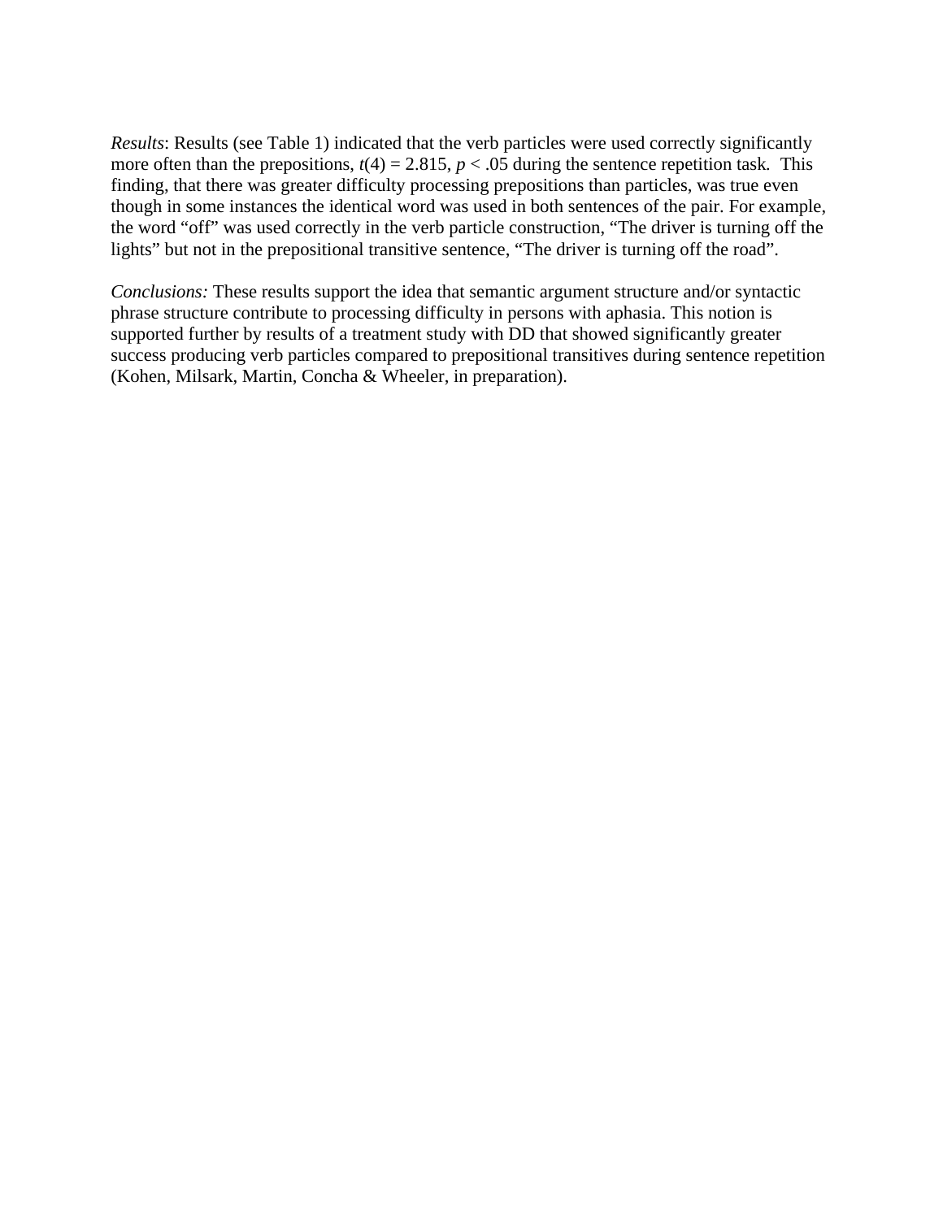*Results*: Results (see Table 1) indicated that the verb particles were used correctly significantly more often than the prepositions, $t(4) = 2.815$, $p < .05$ during the sentence repetition task. This finding, that there was greater difficulty processing prepositions than particles, was true even though in some instances the identical word was used in both sentences of the pair. For example, the word "off" was used correctly in the verb particle construction, "The driver is turning off the lights" but not in the prepositional transitive sentence, "The driver is turning off the road".

*Conclusions:* These results support the idea that semantic argument structure and/or syntactic phrase structure contribute to processing difficulty in persons with aphasia. This notion is supported further by results of a treatment study with DD that showed significantly greater success producing verb particles compared to prepositional transitives during sentence repetition (Kohen, Milsark, Martin, Concha & Wheeler, in preparation).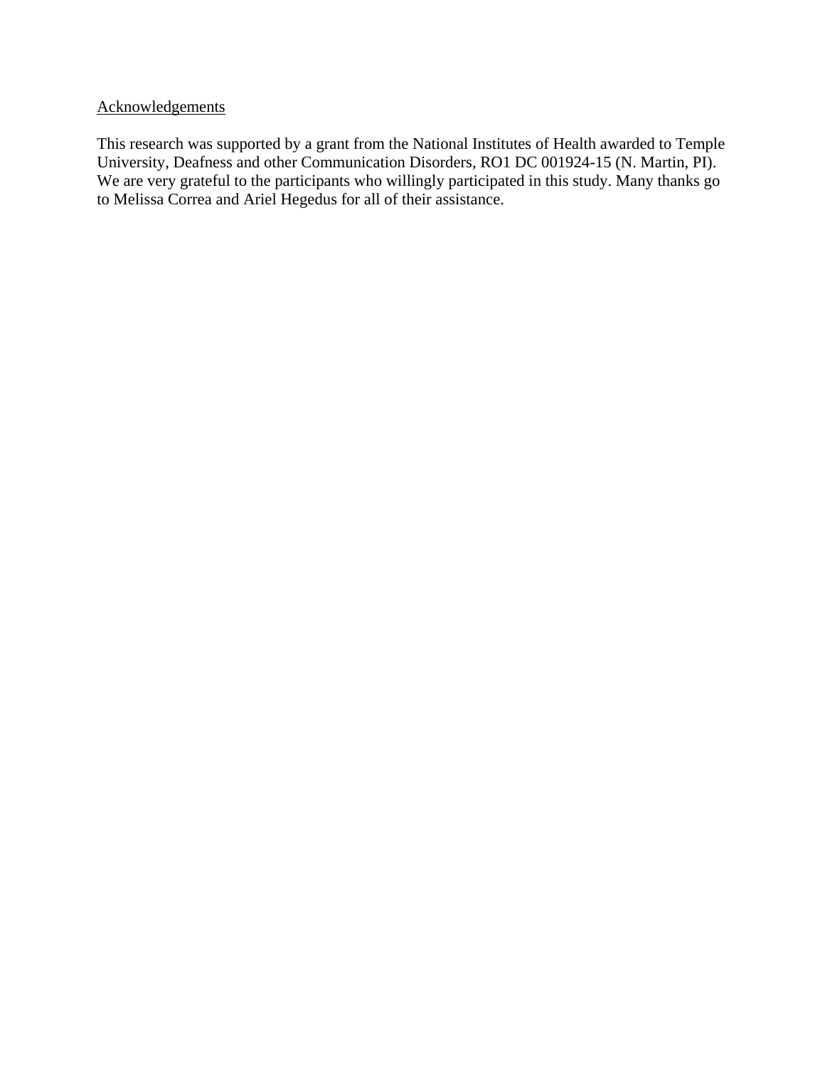## Acknowledgements

This research was supported by a grant from the National Institutes of Health awarded to Temple University, Deafness and other Communication Disorders, RO1 DC 001924-15 (N. Martin, PI). We are very grateful to the participants who willingly participated in this study. Many thanks go to Melissa Correa and Ariel Hegedus for all of their assistance.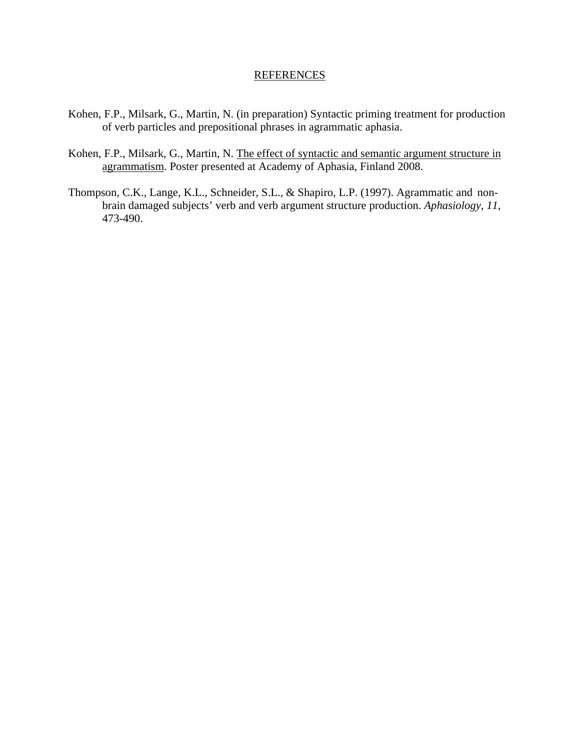## REFERENCES

Kohen, F.P., Milsark, G., Martin, N. (in preparation) Syntactic priming treatment for production of verb particles and prepositional phrases in agrammatic aphasia.

Kohen, F.P., Milsark, G., Martin, N. <u>The effect of syntactic and semantic argument structure in agrammatism</u>. Poster presented at Academy of Aphasia, Finland 2008.

Thompson, C.K., Lange, K.L., Schneider, S.L., & Shapiro, L.P. (1997). Agrammatic and non-brain damaged subjects' verb and verb argument structure production. *Aphasiology*, *11*, 473-490.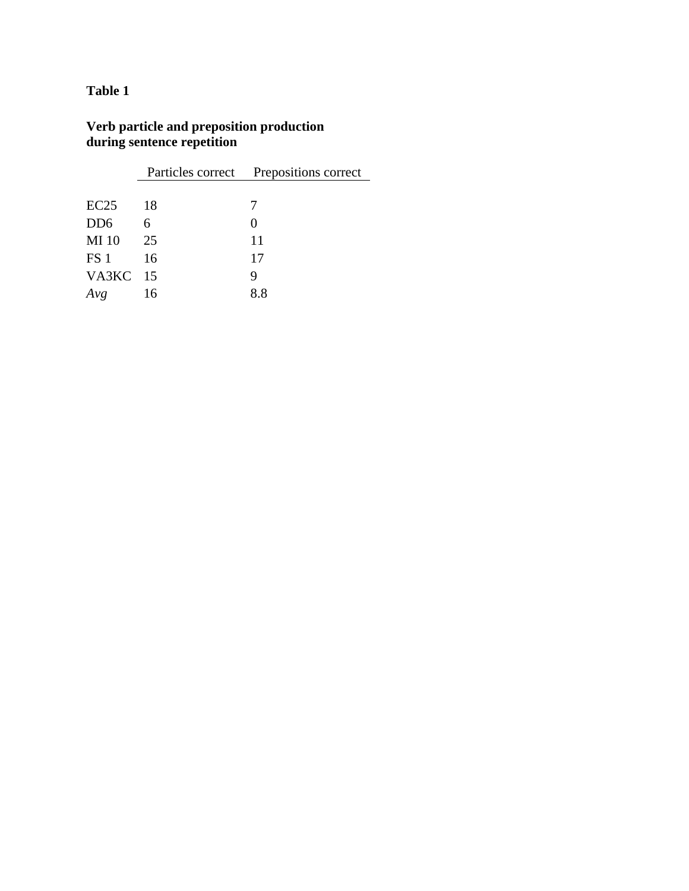**Table 1**

**Verb particle and preposition production during sentence repetition**

| | Particles correct | Prepositions correct |
|---|---|---|
| EC25 | 18 | 7 |
| DD6 | 6 | 0 |
| MI 10 | 25 | 11 |
| FS 1 | 16 | 17 |
| VA3KC | 15 | 9 |
| *Avg* | 16 | 8.8 |